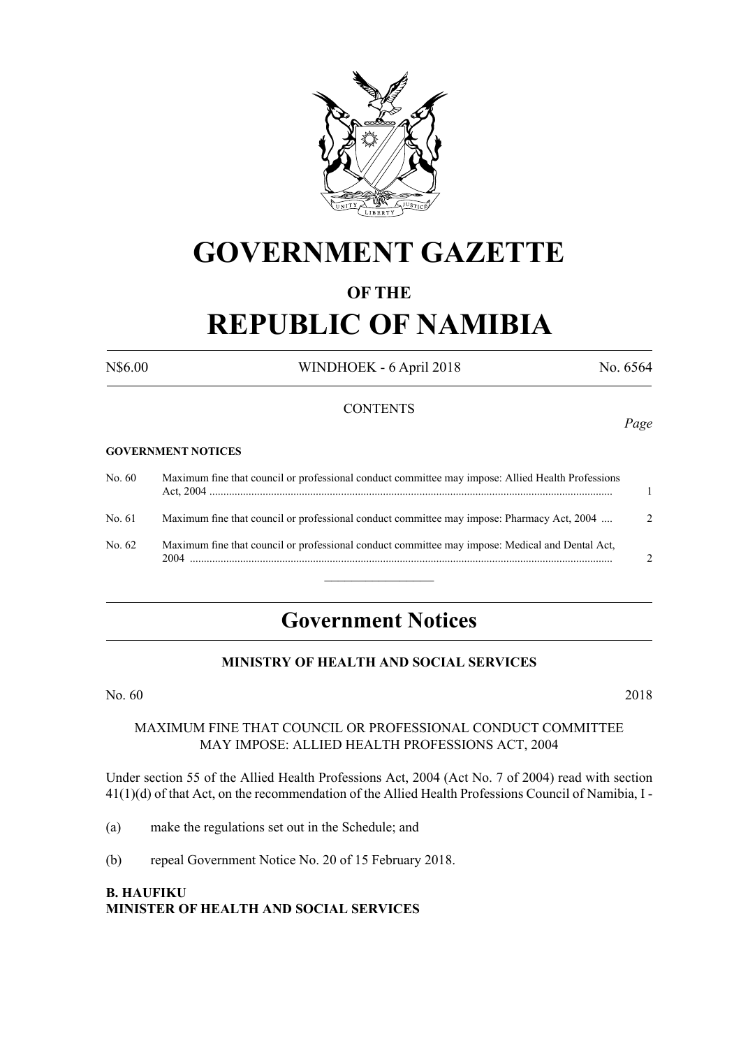# GOVERNMENT GAZETTE

## OF THE

# REPUBLIC OF NAMIBIA

N$6.00 WINDHOEK - 6 April 2018 No. 6564

CONTENTS

*Page*

**GOVERNMENT NOTICES**

| | | |
|---|---|---|
| No. 60 | Maximum fine that council or professional conduct committee may impose: Allied Health Professions Act, 2004 | 1 |
| No. 61 | Maximum fine that council or professional conduct committee may impose: Pharmacy Act, 2004 | 2 |
| No. 62 | Maximum fine that council or professional conduct committee may impose: Medical and Dental Act, 2004 | 2 |

## Government Notices

### MINISTRY OF HEALTH AND SOCIAL SERVICES

No. 60 2018

MAXIMUM FINE THAT COUNCIL OR PROFESSIONAL CONDUCT COMMITTEE MAY IMPOSE: ALLIED HEALTH PROFESSIONS ACT, 2004

Under section 55 of the Allied Health Professions Act, 2004 (Act No. 7 of 2004) read with section 41(1)(d) of that Act, on the recommendation of the Allied Health Professions Council of Namibia, I -

(a) make the regulations set out in the Schedule; and

(b) repeal Government Notice No. 20 of 15 February 2018.

**B. HAUFIKU**
**MINISTER OF HEALTH AND SOCIAL SERVICES**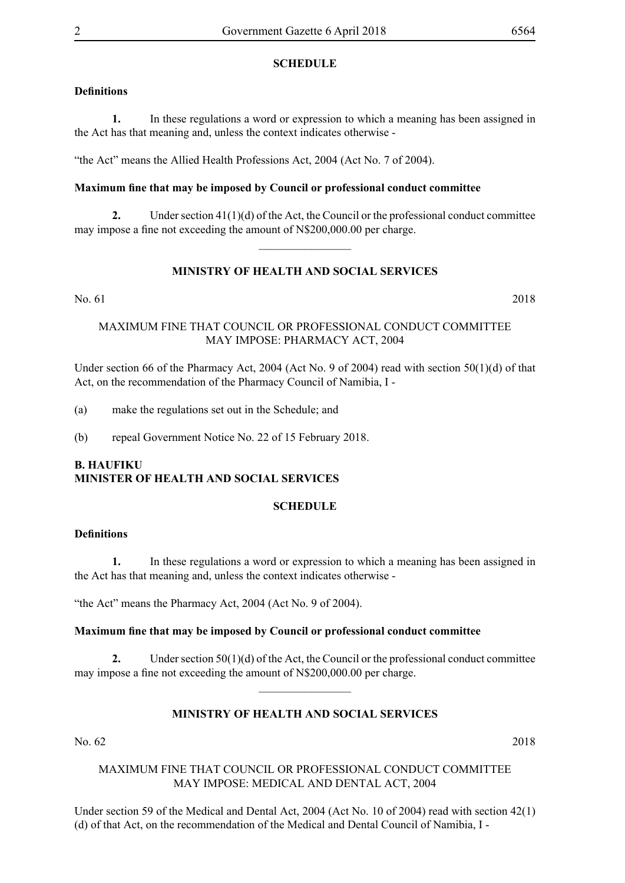## SCHEDULE

### Definitions

**1.** In these regulations a word or expression to which a meaning has been assigned in the Act has that meaning and, unless the context indicates otherwise -

"the Act" means the Allied Health Professions Act, 2004 (Act No. 7 of 2004).

### Maximum fine that may be imposed by Council or professional conduct committee

**2.** Under section 41(1)(d) of the Act, the Council or the professional conduct committee may impose a fine not exceeding the amount of N$200,000.00 per charge.

---

## MINISTRY OF HEALTH AND SOCIAL SERVICES

No. 61 2018

MAXIMUM FINE THAT COUNCIL OR PROFESSIONAL CONDUCT COMMITTEE MAY IMPOSE: PHARMACY ACT, 2004

Under section 66 of the Pharmacy Act, 2004 (Act No. 9 of 2004) read with section 50(1)(d) of that Act, on the recommendation of the Pharmacy Council of Namibia, I -

(a) make the regulations set out in the Schedule; and

(b) repeal Government Notice No. 22 of 15 February 2018.

**B. HAUFIKU**
**MINISTER OF HEALTH AND SOCIAL SERVICES**

## SCHEDULE

### Definitions

**1.** In these regulations a word or expression to which a meaning has been assigned in the Act has that meaning and, unless the context indicates otherwise -

"the Act" means the Pharmacy Act, 2004 (Act No. 9 of 2004).

### Maximum fine that may be imposed by Council or professional conduct committee

**2.** Under section 50(1)(d) of the Act, the Council or the professional conduct committee may impose a fine not exceeding the amount of N$200,000.00 per charge.

---

## MINISTRY OF HEALTH AND SOCIAL SERVICES

No. 62 2018

MAXIMUM FINE THAT COUNCIL OR PROFESSIONAL CONDUCT COMMITTEE MAY IMPOSE: MEDICAL AND DENTAL ACT, 2004

Under section 59 of the Medical and Dental Act, 2004 (Act No. 10 of 2004) read with section 42(1)(d) of that Act, on the recommendation of the Medical and Dental Council of Namibia, I -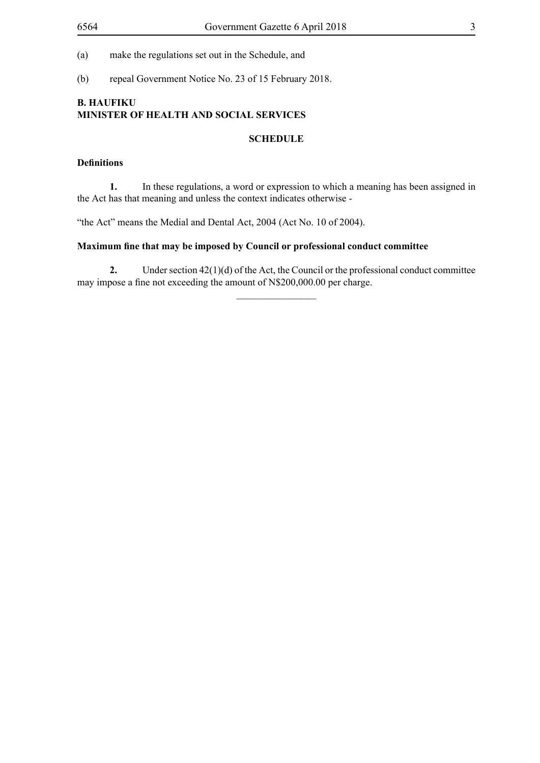(a) make the regulations set out in the Schedule, and

(b) repeal Government Notice No. 23 of 15 February 2018.

**B. HAUFIKU**
**MINISTER OF HEALTH AND SOCIAL SERVICES**

## SCHEDULE

**Definitions**

**1.** In these regulations, a word or expression to which a meaning has been assigned in the Act has that meaning and unless the context indicates otherwise -

"the Act" means the Medial and Dental Act, 2004 (Act No. 10 of 2004).

**Maximum fine that may be imposed by Council or professional conduct committee**

**2.** Under section 42(1)(d) of the Act, the Council or the professional conduct committee may impose a fine not exceeding the amount of N$200,000.00 per charge.

________________